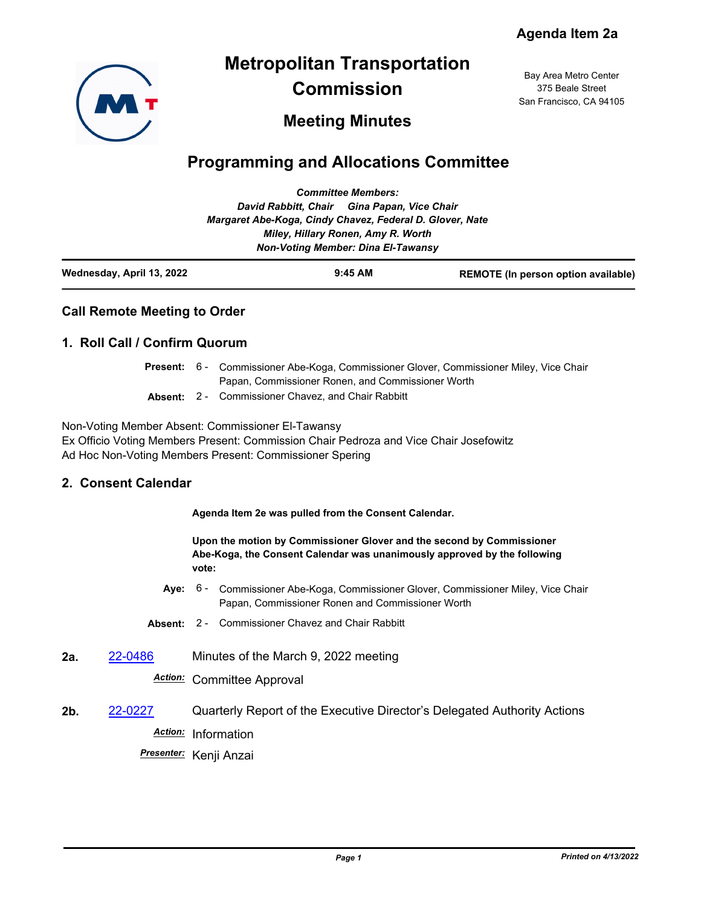Agenda Item 2a

# Metropolitan Transportation Commission

## Meeting Minutes

Bay Area Metro Center
375 Beale Street
San Francisco, CA 94105

# Programming and Allocations Committee

*Committee Members:*
*David Rabbitt, Chair Gina Papan, Vice Chair*
*Margaret Abe-Koga, Cindy Chavez, Federal D. Glover, Nate Miley, Hillary Ronen, Amy R. Worth*
*Non-Voting Member: Dina El-Tawansy*

**Wednesday, April 13, 2022** **9:45 AM** **REMOTE (In person option available)**

### Call Remote Meeting to Order

### 1. Roll Call / Confirm Quorum

**Present:** 6 - Commissioner Abe-Koga, Commissioner Glover, Commissioner Miley, Vice Chair Papan, Commissioner Ronen, and Commissioner Worth

**Absent:** 2 - Commissioner Chavez, and Chair Rabbitt

Non-Voting Member Absent: Commissioner El-Tawansy
Ex Officio Voting Members Present: Commission Chair Pedroza and Vice Chair Josefowitz
Ad Hoc Non-Voting Members Present: Commissioner Spering

### 2. Consent Calendar

**Agenda Item 2e was pulled from the Consent Calendar.**

**Upon the motion by Commissioner Glover and the second by Commissioner Abe-Koga, the Consent Calendar was unanimously approved by the following vote:**

**Aye:** 6 - Commissioner Abe-Koga, Commissioner Glover, Commissioner Miley, Vice Chair Papan, Commissioner Ronen and Commissioner Worth

**Absent:** 2 - Commissioner Chavez and Chair Rabbitt

**2a.** 22-0486 Minutes of the March 9, 2022 meeting

*Action:* Committee Approval

**2b.** 22-0227 Quarterly Report of the Executive Director's Delegated Authority Actions

*Action:* Information

*Presenter:* Kenji Anzai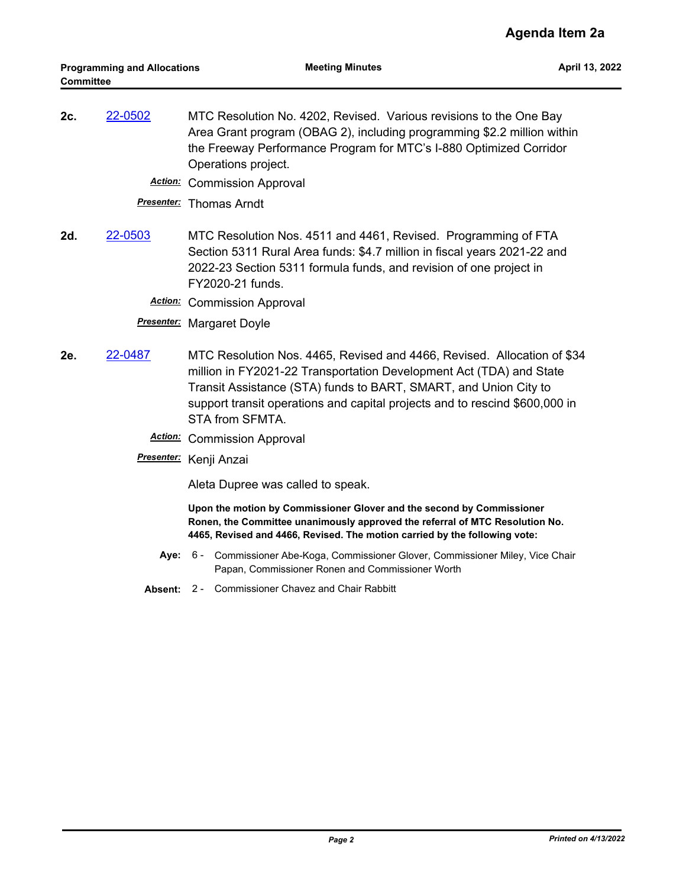**2c.** 22-0502 MTC Resolution No. 4202, Revised. Various revisions to the One Bay Area Grant program (OBAG 2), including programming $2.2 million within the Freeway Performance Program for MTC's I-880 Optimized Corridor Operations project.

***Action:*** Commission Approval

***Presenter:*** Thomas Arndt

**2d.** 22-0503 MTC Resolution Nos. 4511 and 4461, Revised. Programming of FTA Section 5311 Rural Area funds: $4.7 million in fiscal years 2021-22 and 2022-23 Section 5311 formula funds, and revision of one project in FY2020-21 funds.

***Action:*** Commission Approval

***Presenter:*** Margaret Doyle

**2e.** 22-0487 MTC Resolution Nos. 4465, Revised and 4466, Revised. Allocation of $34 million in FY2021-22 Transportation Development Act (TDA) and State Transit Assistance (STA) funds to BART, SMART, and Union City to support transit operations and capital projects and to rescind $600,000 in STA from SFMTA.

***Action:*** Commission Approval

***Presenter:*** Kenji Anzai

Aleta Dupree was called to speak.

**Upon the motion by Commissioner Glover and the second by Commissioner Ronen, the Committee unanimously approved the referral of MTC Resolution No. 4465, Revised and 4466, Revised. The motion carried by the following vote:**

**Aye:** 6 - Commissioner Abe-Koga, Commissioner Glover, Commissioner Miley, Vice Chair Papan, Commissioner Ronen and Commissioner Worth

**Absent:** 2 - Commissioner Chavez and Chair Rabbitt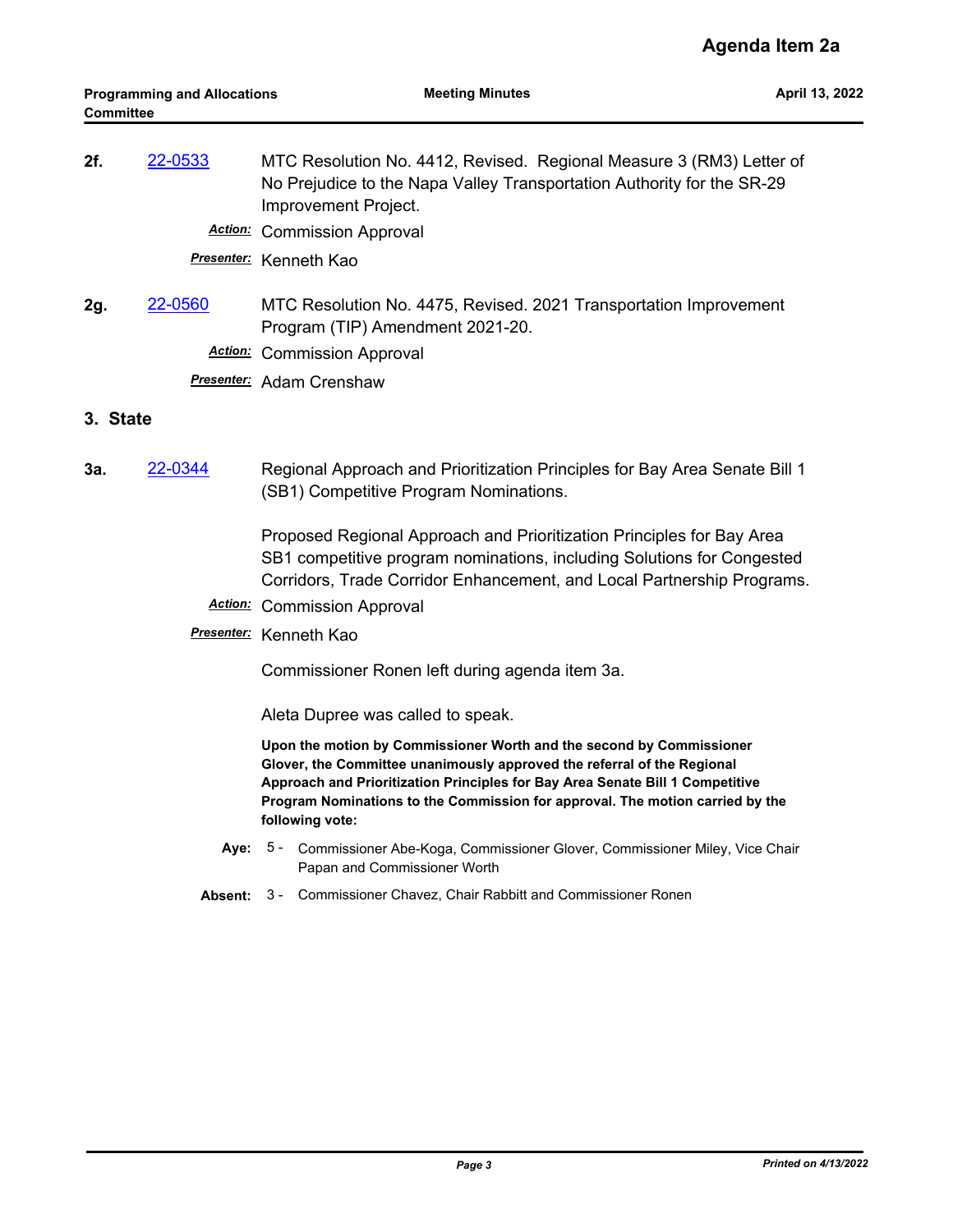**2f.** [22-0533](22-0533) MTC Resolution No. 4412, Revised. Regional Measure 3 (RM3) Letter of No Prejudice to the Napa Valley Transportation Authority for the SR-29 Improvement Project.

***Action:*** Commission Approval

***Presenter:*** Kenneth Kao

**2g.** [22-0560](22-0560) MTC Resolution No. 4475, Revised. 2021 Transportation Improvement Program (TIP) Amendment 2021-20.

***Action:*** Commission Approval

***Presenter:*** Adam Crenshaw

## 3. State

**3a.** [22-0344](22-0344) Regional Approach and Prioritization Principles for Bay Area Senate Bill 1 (SB1) Competitive Program Nominations.

Proposed Regional Approach and Prioritization Principles for Bay Area SB1 competitive program nominations, including Solutions for Congested Corridors, Trade Corridor Enhancement, and Local Partnership Programs.

***Action:*** Commission Approval

***Presenter:*** Kenneth Kao

Commissioner Ronen left during agenda item 3a.

Aleta Dupree was called to speak.

**Upon the motion by Commissioner Worth and the second by Commissioner Glover, the Committee unanimously approved the referral of the Regional Approach and Prioritization Principles for Bay Area Senate Bill 1 Competitive Program Nominations to the Commission for approval. The motion carried by the following vote:**

**Aye:** 5 - Commissioner Abe-Koga, Commissioner Glover, Commissioner Miley, Vice Chair Papan and Commissioner Worth

**Absent:** 3 - Commissioner Chavez, Chair Rabbitt and Commissioner Ronen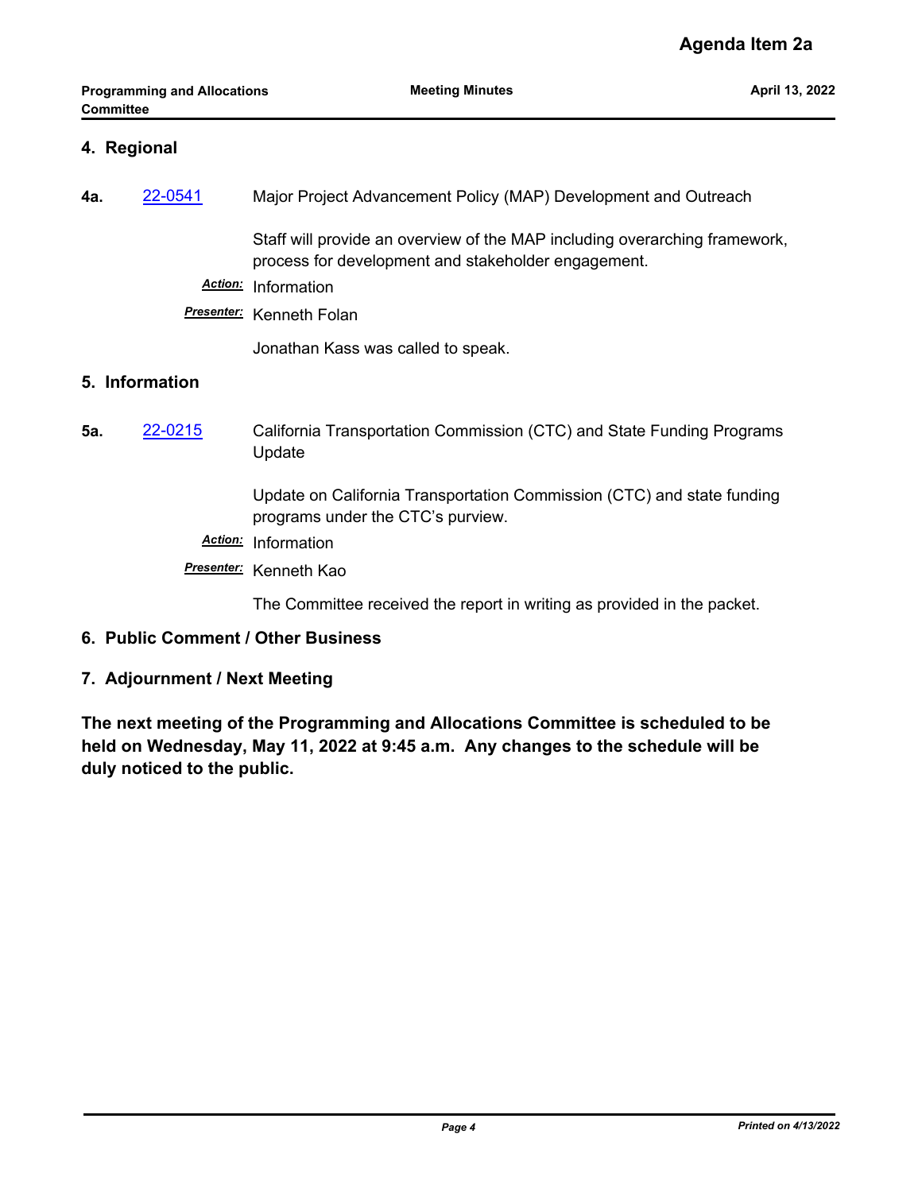## 4. Regional

**4a.** 22-0541 Major Project Advancement Policy (MAP) Development and Outreach

Staff will provide an overview of the MAP including overarching framework, process for development and stakeholder engagement.

***Action:*** Information

***Presenter:*** Kenneth Folan

Jonathan Kass was called to speak.

## 5. Information

**5a.** 22-0215 California Transportation Commission (CTC) and State Funding Programs Update

Update on California Transportation Commission (CTC) and state funding programs under the CTC's purview.

***Action:*** Information

***Presenter:*** Kenneth Kao

The Committee received the report in writing as provided in the packet.

## 6. Public Comment / Other Business

## 7. Adjournment / Next Meeting

**The next meeting of the Programming and Allocations Committee is scheduled to be held on Wednesday, May 11, 2022 at 9:45 a.m. Any changes to the schedule will be duly noticed to the public.**